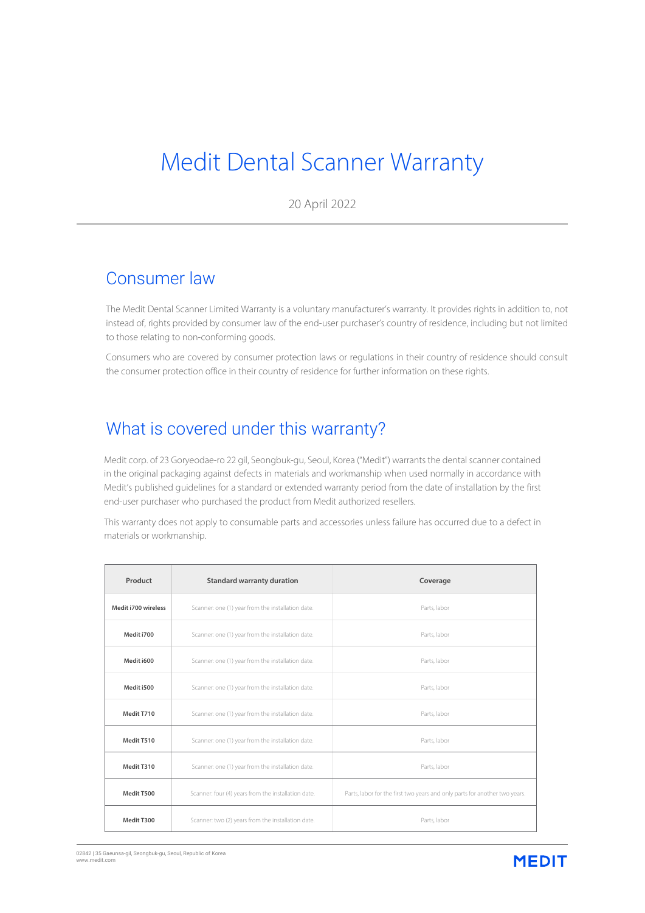# Medit Dental Scanner Warranty

20 April 2022

## Consumer law

The Medit Dental Scanner Limited Warranty is a voluntary manufacturer's warranty. It provides rights in addition to, not instead of, rights provided by consumer law of the end-user purchaser's country of residence, including but not limited to those relating to non-conforming goods.

Consumers who are covered by consumer protection laws or regulations in their country of residence should consult the consumer protection office in their country of residence for further information on these rights.

## What is covered under this warranty?

Medit corp. of 23 Goryeodae-ro 22 gil, Seongbuk-gu, Seoul, Korea ("Medit") warrants the dental scanner contained in the original packaging against defects in materials and workmanship when used normally in accordance with Medit's published guidelines for a standard or extended warranty period from the date of installation by the first end-user purchaser who purchased the product from Medit authorized resellers.

This warranty does not apply to consumable parts and accessories unless failure has occurred due to a defect in materials or workmanship.

| Product | Standard warranty duration | Coverage |
|---|---|---|
| **Medit i700 wireless** | Scanner: one (1) year from the installation date. | Parts, labor |
| **Medit i700** | Scanner: one (1) year from the installation date. | Parts, labor |
| **Medit i600** | Scanner: one (1) year from the installation date. | Parts, labor |
| **Medit i500** | Scanner: one (1) year from the installation date. | Parts, labor |
| **Medit T710** | Scanner: one (1) year from the installation date. | Parts, labor |
| **Medit T510** | Scanner: one (1) year from the installation date. | Parts, labor |
| **Medit T310** | Scanner: one (1) year from the installation date. | Parts, labor |
| **Medit T500** | Scanner: four (4) years from the installation date. | Parts, labor for the first two years and only parts for another two years. |
| **Medit T300** | Scanner: two (2) years from the installation date. | Parts, labor |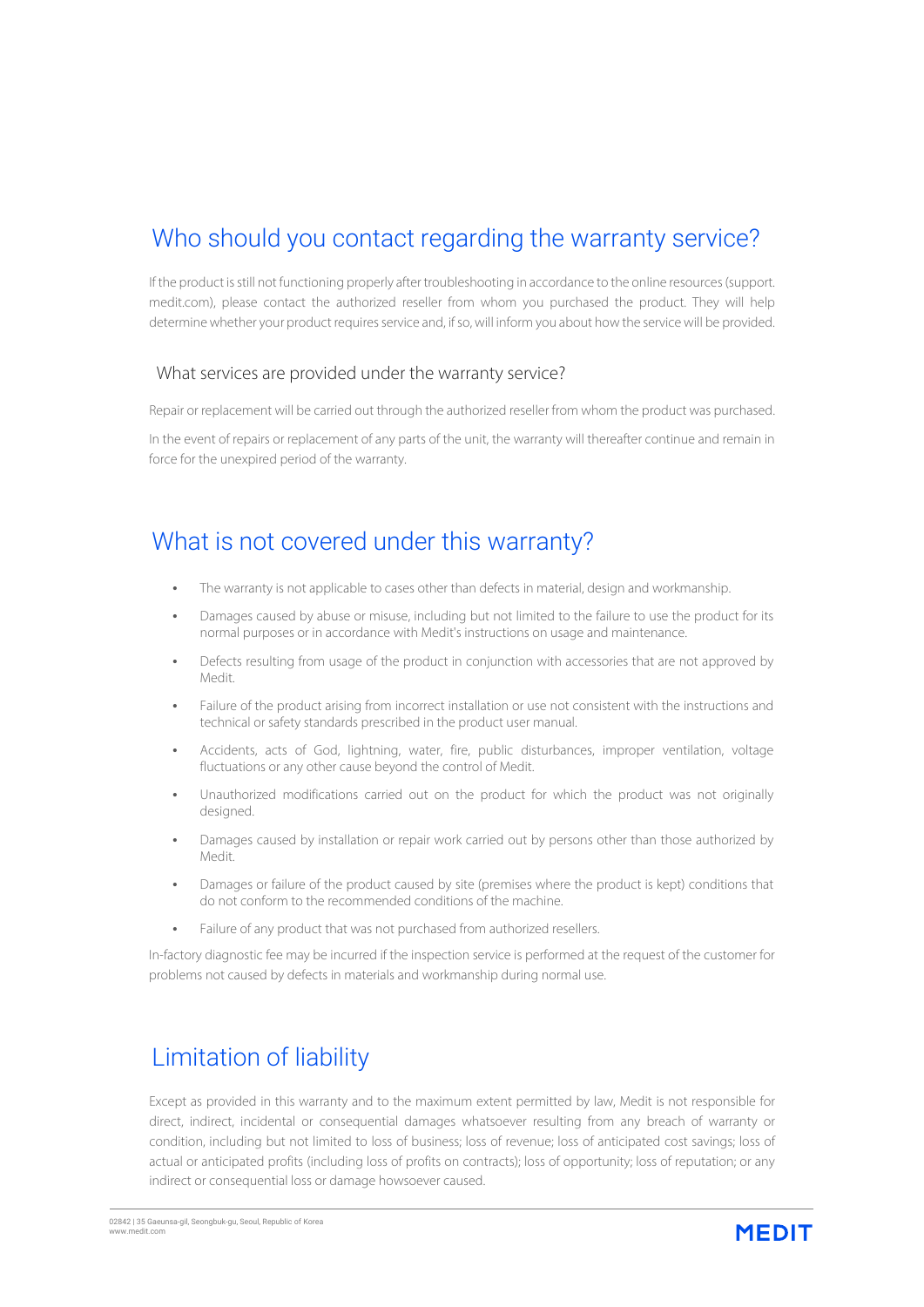## Who should you contact regarding the warranty service?

If the product is still not functioning properly after troubleshooting in accordance to the online resources (support.medit.com), please contact the authorized reseller from whom you purchased the product. They will help determine whether your product requires service and, if so, will inform you about how the service will be provided.

### What services are provided under the warranty service?

Repair or replacement will be carried out through the authorized reseller from whom the product was purchased.

In the event of repairs or replacement of any parts of the unit, the warranty will thereafter continue and remain in force for the unexpired period of the warranty.

## What is not covered under this warranty?

- The warranty is not applicable to cases other than defects in material, design and workmanship.
- Damages caused by abuse or misuse, including but not limited to the failure to use the product for its normal purposes or in accordance with Medit's instructions on usage and maintenance.
- Defects resulting from usage of the product in conjunction with accessories that are not approved by Medit.
- Failure of the product arising from incorrect installation or use not consistent with the instructions and technical or safety standards prescribed in the product user manual.
- Accidents, acts of God, lightning, water, fire, public disturbances, improper ventilation, voltage fluctuations or any other cause beyond the control of Medit.
- Unauthorized modifications carried out on the product for which the product was not originally designed.
- Damages caused by installation or repair work carried out by persons other than those authorized by Medit.
- Damages or failure of the product caused by site (premises where the product is kept) conditions that do not conform to the recommended conditions of the machine.
- Failure of any product that was not purchased from authorized resellers.

In-factory diagnostic fee may be incurred if the inspection service is performed at the request of the customer for problems not caused by defects in materials and workmanship during normal use.

## Limitation of liability

Except as provided in this warranty and to the maximum extent permitted by law, Medit is not responsible for direct, indirect, incidental or consequential damages whatsoever resulting from any breach of warranty or condition, including but not limited to loss of business; loss of revenue; loss of anticipated cost savings; loss of actual or anticipated profits (including loss of profits on contracts); loss of opportunity; loss of reputation; or any indirect or consequential loss or damage howsoever caused.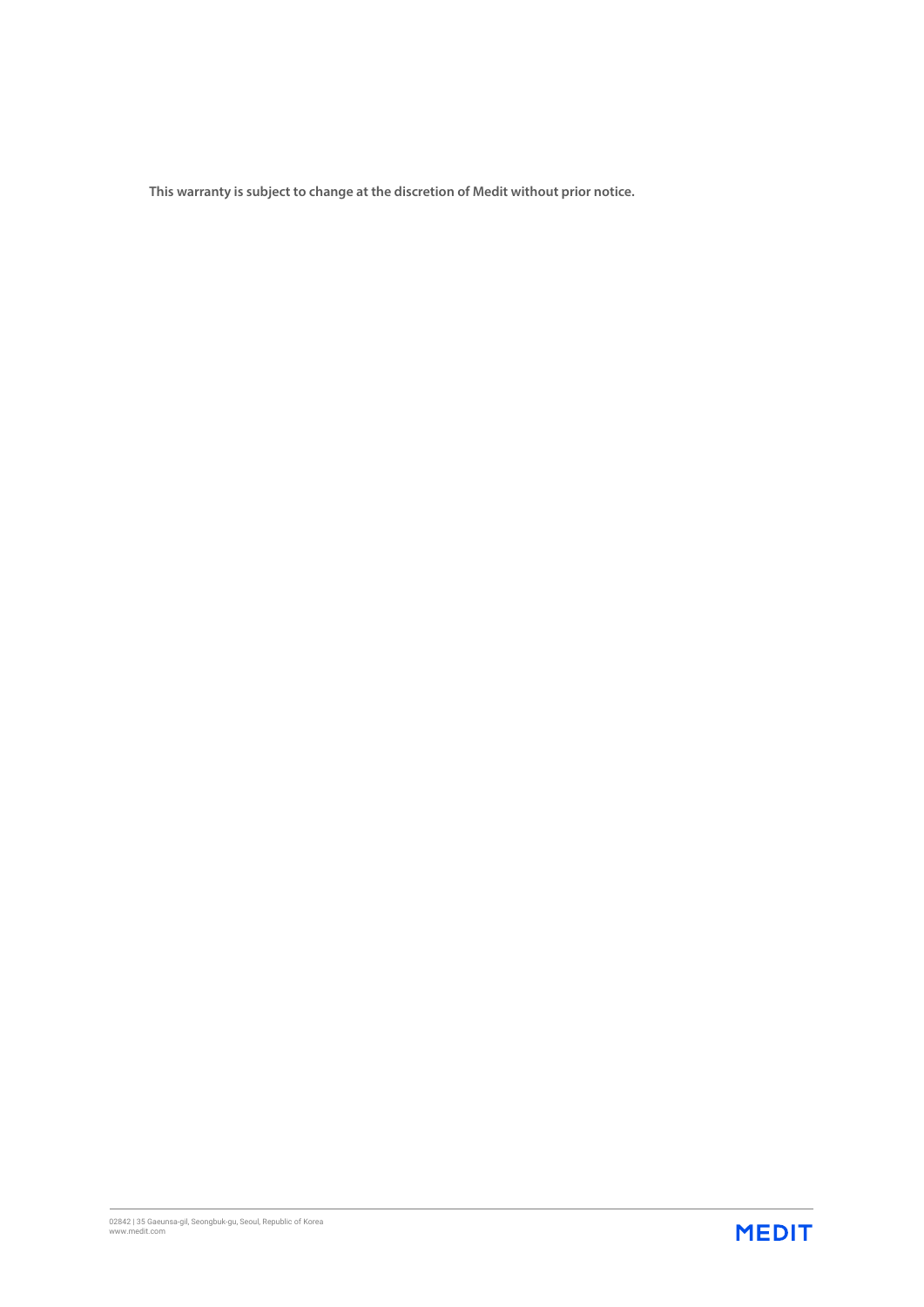**This warranty is subject to change at the discretion of Medit without prior notice.**

02842 | 35 Gaeunsa-gil, Seongbuk-gu, Seoul, Republic of Korea
www.medit.com

MEDIT